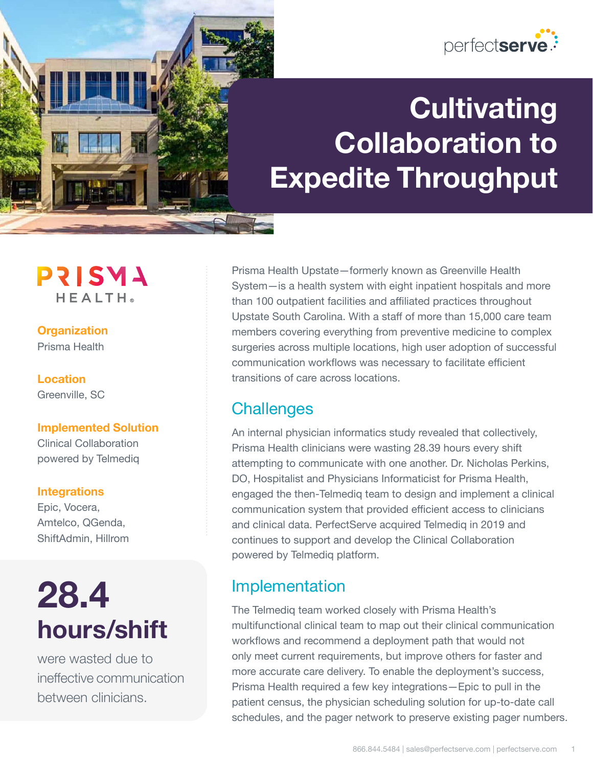perfectserve

# Cultivating Collaboration to Expedite Throughput

PRISMA HEALTH

**Organization**
Prisma Health

**Location**
Greenville, SC

**Implemented Solution**
Clinical Collaboration powered by Telmediq

**Integrations**
Epic, Vocera, Amtelco, QGenda, ShiftAdmin, Hillrom

**28.4 hours/shift**

were wasted due to ineffective communication between clinicians.

Prisma Health Upstate—formerly known as Greenville Health System—is a health system with eight inpatient hospitals and more than 100 outpatient facilities and affiliated practices throughout Upstate South Carolina. With a staff of more than 15,000 care team members covering everything from preventive medicine to complex surgeries across multiple locations, high user adoption of successful communication workflows was necessary to facilitate efficient transitions of care across locations.

## Challenges

An internal physician informatics study revealed that collectively, Prisma Health clinicians were wasting 28.39 hours every shift attempting to communicate with one another. Dr. Nicholas Perkins, DO, Hospitalist and Physicians Informaticist for Prisma Health, engaged the then-Telmediq team to design and implement a clinical communication system that provided efficient access to clinicians and clinical data. PerfectServe acquired Telmediq in 2019 and continues to support and develop the Clinical Collaboration powered by Telmediq platform.

## Implementation

The Telmediq team worked closely with Prisma Health's multifunctional clinical team to map out their clinical communication workflows and recommend a deployment path that would not only meet current requirements, but improve others for faster and more accurate care delivery. To enable the deployment's success, Prisma Health required a few key integrations—Epic to pull in the patient census, the physician scheduling solution for up-to-date call schedules, and the pager network to preserve existing pager numbers.

866.844.5484 | sales@perfectserve.com | perfectserve.com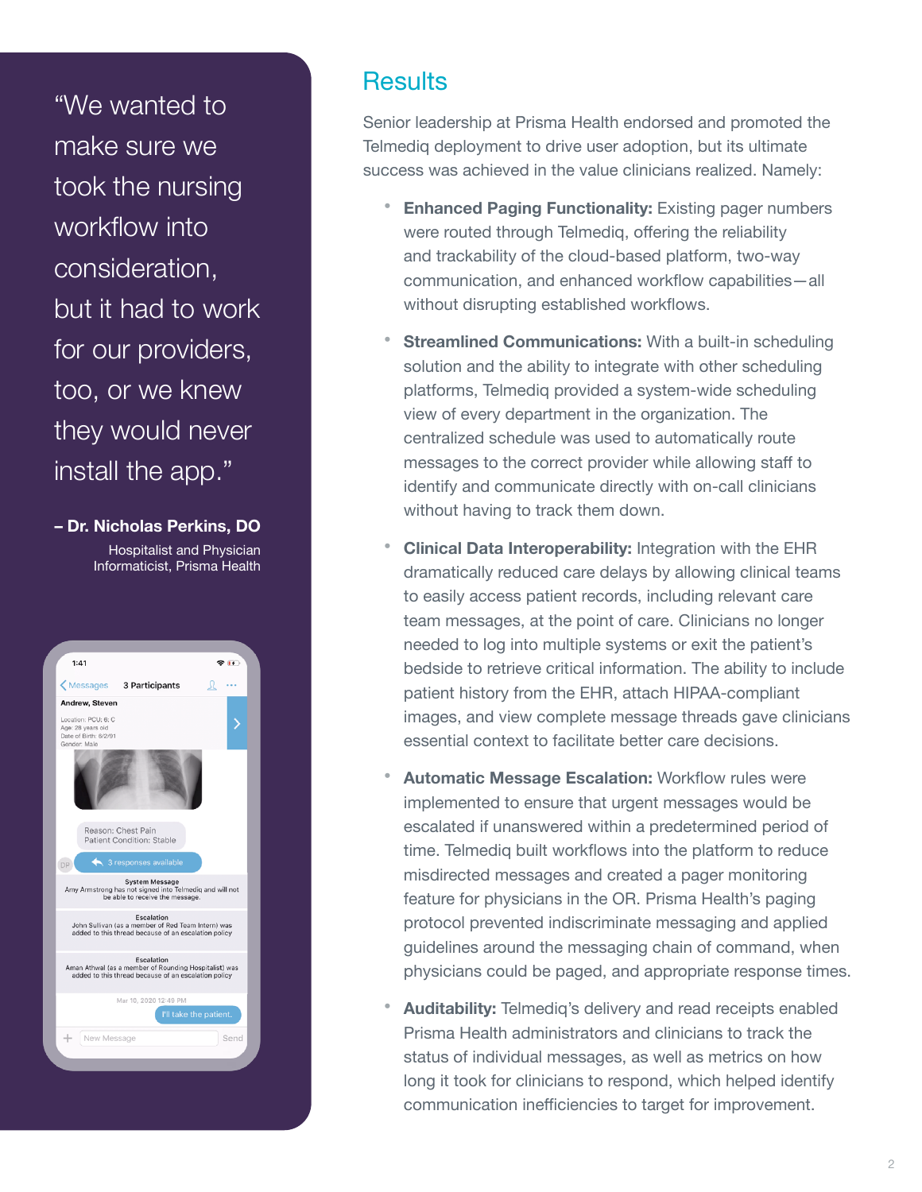> "We wanted to make sure we took the nursing workflow into consideration, but it had to work for our providers, too, or we knew they would never install the app."

**– Dr. Nicholas Perkins, DO**
Hospitalist and Physician Informaticist, Prisma Health

## Results

Senior leadership at Prisma Health endorsed and promoted the Telmediq deployment to drive user adoption, but its ultimate success was achieved in the value clinicians realized. Namely:

- **Enhanced Paging Functionality:** Existing pager numbers were routed through Telmediq, offering the reliability and trackability of the cloud-based platform, two-way communication, and enhanced workflow capabilities—all without disrupting established workflows.

- **Streamlined Communications:** With a built-in scheduling solution and the ability to integrate with other scheduling platforms, Telmediq provided a system-wide scheduling view of every department in the organization. The centralized schedule was used to automatically route messages to the correct provider while allowing staff to identify and communicate directly with on-call clinicians without having to track them down.

- **Clinical Data Interoperability:** Integration with the EHR dramatically reduced care delays by allowing clinical teams to easily access patient records, including relevant care team messages, at the point of care. Clinicians no longer needed to log into multiple systems or exit the patient's bedside to retrieve critical information. The ability to include patient history from the EHR, attach HIPAA-compliant images, and view complete message threads gave clinicians essential context to facilitate better care decisions.

- **Automatic Message Escalation:** Workflow rules were implemented to ensure that urgent messages would be escalated if unanswered within a predetermined period of time. Telmediq built workflows into the platform to reduce misdirected messages and created a pager monitoring feature for physicians in the OR. Prisma Health's paging protocol prevented indiscriminate messaging and applied guidelines around the messaging chain of command, when physicians could be paged, and appropriate response times.

- **Auditability:** Telmediq's delivery and read receipts enabled Prisma Health administrators and clinicians to track the status of individual messages, as well as metrics on how long it took for clinicians to respond, which helped identify communication inefficiencies to target for improvement.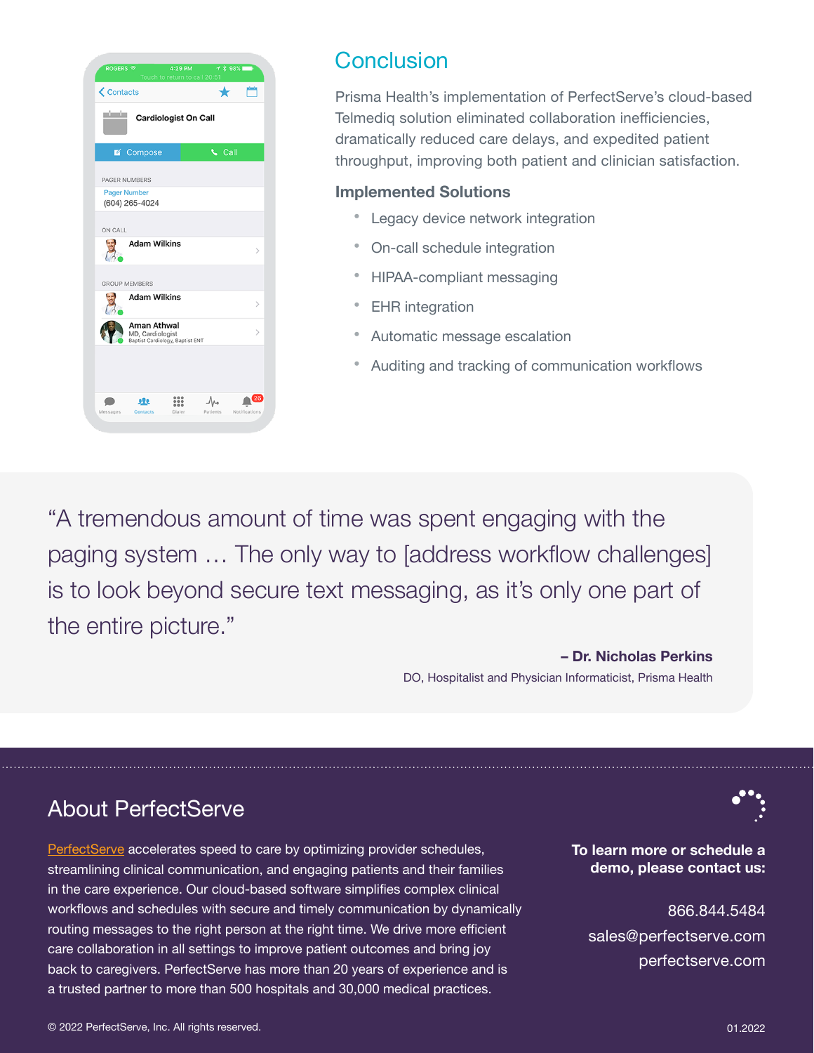## Conclusion

Prisma Health's implementation of PerfectServe's cloud-based Telmediq solution eliminated collaboration inefficiencies, dramatically reduced care delays, and expedited patient throughput, improving both patient and clinician satisfaction.

### Implemented Solutions

- Legacy device network integration
- On-call schedule integration
- HIPAA-compliant messaging
- EHR integration
- Automatic message escalation
- Auditing and tracking of communication workflows

"A tremendous amount of time was spent engaging with the paging system … The only way to [address workflow challenges] is to look beyond secure text messaging, as it's only one part of the entire picture."

**– Dr. Nicholas Perkins**

DO, Hospitalist and Physician Informaticist, Prisma Health

## About PerfectServe

PerfectServe accelerates speed to care by optimizing provider schedules, streamlining clinical communication, and engaging patients and their families in the care experience. Our cloud-based software simplifies complex clinical workflows and schedules with secure and timely communication by dynamically routing messages to the right person at the right time. We drive more efficient care collaboration in all settings to improve patient outcomes and bring joy back to caregivers. PerfectServe has more than 20 years of experience and is a trusted partner to more than 500 hospitals and 30,000 medical practices.

**To learn more or schedule a demo, please contact us:**

866.844.5484
sales@perfectserve.com
perfectserve.com

© 2022 PerfectServe, Inc. All rights reserved.

01.2022